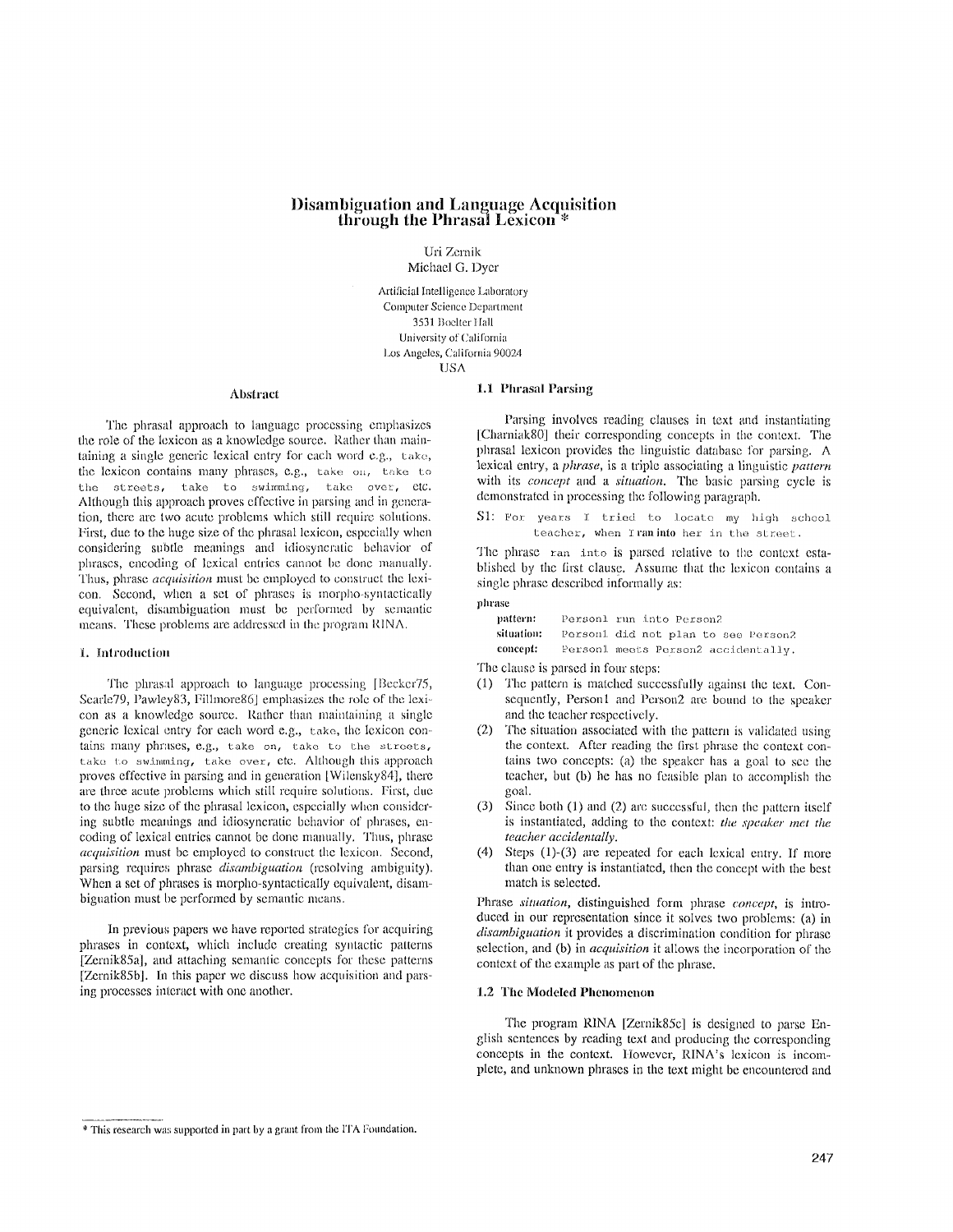# Disambiguation and Language Acquisition through the Phrasal Lexicon *

Uri Zernik
Michael G. Dyer

Artificial Intelligence Laboratory
Computer Science Department
3531 Boelter Hall
University of California
Los Angeles, California 90024
USA

## Abstract

The phrasal approach to language processing emphasizes the role of the lexicon as a knowledge source. Rather than maintaining a single generic lexical entry for each word e.g., `take`, the lexicon contains many phrases, e.g., `take on`, `take to the streets`, `take to swimming`, `take over`, etc. Although this approach proves effective in parsing and in generation, there are two acute problems which still require solutions. First, due to the huge size of the phrasal lexicon, especially when considering subtle meanings and idiosyncratic behavior of phrases, encoding of lexical entries cannot be done manually. Thus, phrase *acquisition* must be employed to construct the lexicon. Second, when a set of phrases is morpho-syntactically equivalent, disambiguation must be performed by semantic means. These problems are addressed in the program RINA.

## 1. Introduction

The phrasal approach to language processing [Becker75, Searle79, Pawley83, Fillmore86] emphasizes the role of the lexicon as a knowledge source. Rather than maintaining a single generic lexical entry for each word e.g., `take`, the lexicon contains many phrases, e.g., `take on`, `take to the streets`, `take to swimming`, `take over`, etc. Although this approach proves effective in parsing and in generation [Wilensky84], there are three acute problems which still require solutions. First, due to the huge size of the phrasal lexicon, especially when considering subtle meanings and idiosyncratic behavior of phrases, encoding of lexical entries cannot be done manually. Thus, phrase *acquisition* must be employed to construct the lexicon. Second, parsing requires phrase *disambiguation* (resolving ambiguity). When a set of phrases is morpho-syntactically equivalent, disambiguation must be performed by semantic means.

In previous papers we have reported strategies for acquiring phrases in context, which include creating syntactic patterns [Zernik85a], and attaching semantic concepts for these patterns [Zernik85b]. In this paper we discuss how acquisition and parsing processes interact with one another.

### 1.1 Phrasal Parsing

Parsing involves reading clauses in text and instantiating [Charniak80] their corresponding concepts in the context. The phrasal lexicon provides the linguistic database for parsing. A lexical entry, a *phrase*, is a triple associating a linguistic *pattern* with its *concept* and a *situation*. The basic parsing cycle is demonstrated in processing the following paragraph.

S1: `For years I tried to locate my high school teacher, when I` **ran into** `her in the street.`

The phrase `ran into` is parsed relative to the context established by the first clause. Assume that the lexicon contains a single phrase described informally as:

**phrase**
**pattern:** `Person1 run into Person2`
**situation:** `Person1 did not plan to see Person2`
**concept:** `Person1 meets Person2 accidentally.`

The clause is parsed in four steps:

(1) The pattern is matched successfully against the text. Consequently, Person1 and Person2 are bound to the speaker and the teacher respectively.
(2) The situation associated with the pattern is validated using the context. After reading the first phrase the context contains two concepts: (a) the speaker has a goal to see the teacher, but (b) he has no feasible plan to accomplish the goal.
(3) Since both (1) and (2) are successful, then the pattern itself is instantiated, adding to the context: *the speaker met the teacher accidentally*.
(4) Steps (1)-(3) are repeated for each lexical entry. If more than one entry is instantiated, then the concept with the best match is selected.

Phrase *situation*, distinguished form phrase *concept*, is introduced in our representation since it solves two problems: (a) in *disambiguation* it provides a discrimination condition for phrase selection, and (b) in *acquisition* it allows the incorporation of the context of the example as part of the phrase.

### 1.2 The Modeled Phenomenon

The program RINA [Zernik85c] is designed to parse English sentences by reading text and producing the corresponding concepts in the context. However, RINA's lexicon is incomplete, and unknown phrases in the text might be encountered and

* This research was supported in part by a grant from the ITA Foundation.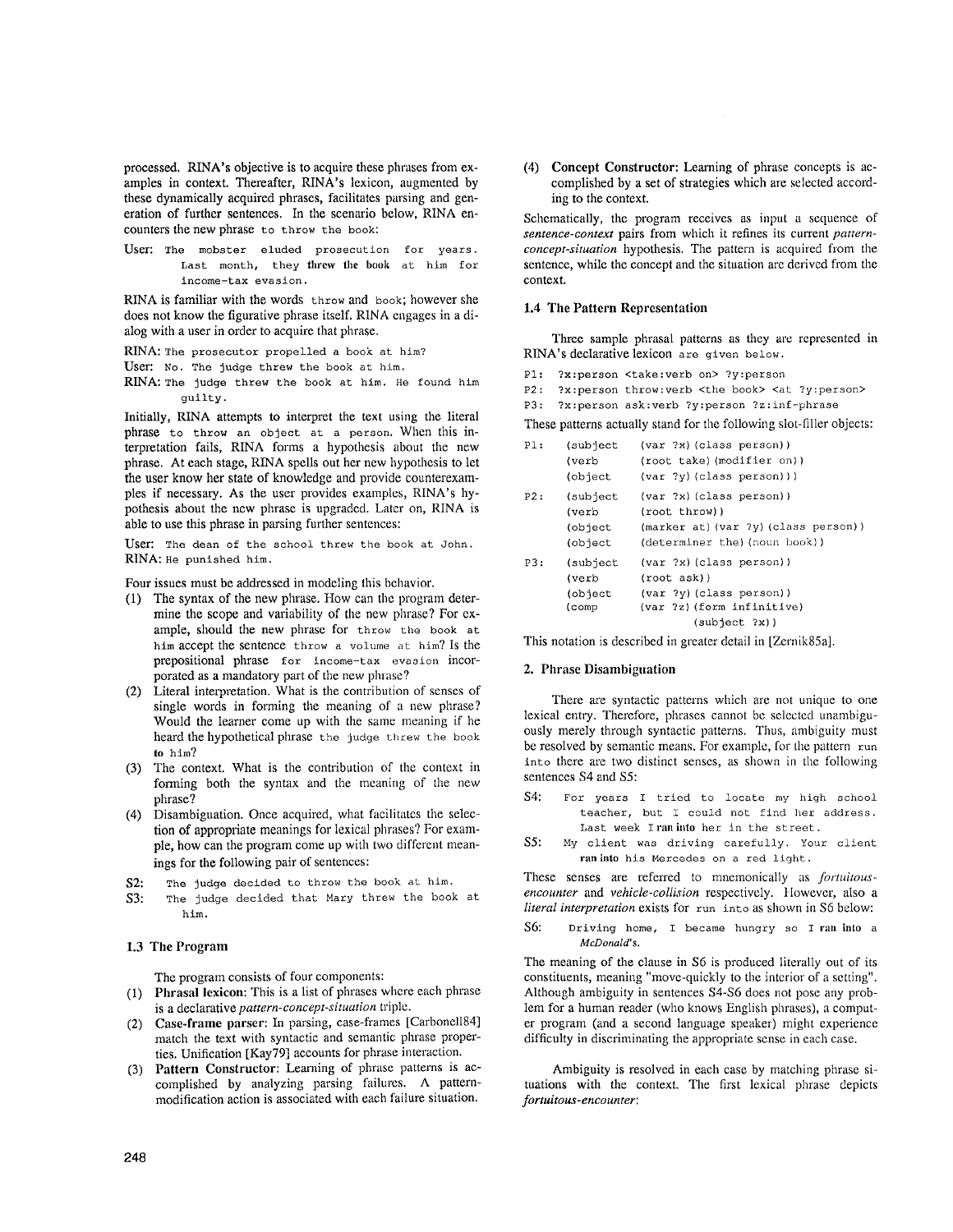processed. RINA's objective is to acquire these phrases from examples in context. Thereafter, RINA's lexicon, augmented by these dynamically acquired phrases, facilitates parsing and generation of further sentences. In the scenario below, RINA encounters the new phrase `to throw the book`:

User: `The mobster eluded prosecution for years. Last month, they` **threw the book** `at him for income-tax evasion.`

RINA is familiar with the words `throw` and `book`; however she does not know the figurative phrase itself. RINA engages in a dialog with a user in order to acquire that phrase.

RINA: `The prosecutor propelled a book at him?`
User: `No. The judge threw the book at him.`
RINA: `The judge threw the book at him. He found him guilty.`

Initially, RINA attempts to interpret the text using the literal phrase `to throw an object at a person`. When this interpretation fails, RINA forms a hypothesis about the new phrase. At each stage, RINA spells out her new hypothesis to let the user know her state of knowledge and provide counterexamples if necessary. As the user provides examples, RINA's hypothesis about the new phrase is upgraded. Later on, RINA is able to use this phrase in parsing further sentences:

User: `The dean of the school threw the book at John.`
RINA: `He punished him.`

Four issues must be addressed in modeling this behavior.

(1) The syntax of the new phrase. How can the program determine the scope and variability of the new phrase? For example, should the new phrase for `throw the book at him` accept the sentence `throw a volume at him`? Is the prepositional phrase `for income-tax evasion` incorporated as a mandatory part of the new phrase?
(2) Literal interpretation. What is the contribution of senses of single words in forming the meaning of a new phrase? Would the learner come up with the same meaning if he heard the hypothetical phrase `the judge threw the book to him`?
(3) The context. What is the contribution of the context in forming both the syntax and the meaning of the new phrase?
(4) Disambiguation. Once acquired, what facilitates the selection of appropriate meanings for lexical phrases? For example, how can the program come up with two different meanings for the following pair of sentences:

S2: `The judge decided to throw the book at him.`
S3: `The judge decided that Mary threw the book at him.`

### 1.3 The Program

The program consists of four components:

(1) **Phrasal lexicon:** This is a list of phrases where each phrase is a declarative *pattern-concept-situation* triple.
(2) **Case-frame parser:** In parsing, case-frames [Carbonell84] match the text with syntactic and semantic phrase properties. Unification [Kay79] accounts for phrase interaction.
(3) **Pattern Constructor:** Learning of phrase patterns is accomplished by analyzing parsing failures. A pattern-modification action is associated with each failure situation.
(4) **Concept Constructor:** Learning of phrase concepts is accomplished by a set of strategies which are selected according to the context.

Schematically, the program receives as input a sequence of *sentence-context* pairs from which it refines its current *pattern-concept-situation* hypothesis. The pattern is acquired from the sentence, while the concept and the situation are derived from the context.

### 1.4 The Pattern Representation

Three sample phrasal patterns as they are represented in RINA's declarative lexicon are given below.

```
P1:  ?x:person <take:verb on> ?y:person
P2:  ?x:person throw:verb <the book> <at ?y:person>
P3:  ?x:person ask:verb ?y:person ?z:inf-phrase
```

These patterns actually stand for the following slot-filler objects:

```
P1:  (subject   (var ?x)(class person))
     (verb      (root take)(modifier on))
     (object    (var ?y)(class person)))
P2:  (subject   (var ?x)(class person))
     (verb      (root throw))
     (object    (marker at)(var ?y)(class person))
     (object    (determiner the)(noun book))
P3:  (subject   (var ?x)(class person))
     (verb      (root ask))
     (object    (var ?y)(class person))
     (comp      (var ?z)(form infinitive)
                   (subject ?x))
```

This notation is described in greater detail in [Zernik85a].

## 2. Phrase Disambiguation

There are syntactic patterns which are not unique to one lexical entry. Therefore, phrases cannot be selected unambiguously merely through syntactic patterns. Thus, ambiguity must be resolved by semantic means. For example, for the pattern `run into` there are two distinct senses, as shown in the following sentences S4 and S5:

S4: `For years I tried to locate my high school teacher, but I could not find her address. Last week I` **ran into** `her in the street.`
S5: `My client was driving carefully. Your client` **ran into** `his Mercedes on a red light.`

These senses are referred to mnemonically as *fortuitous-encounter* and *vehicle-collision* respectively. However, also a *literal interpretation* exists for `run into` as shown in S6 below:

S6: `Driving home, I became hungry so I` **ran into** `a` *McDonald's*.

The meaning of the clause in S6 is produced literally out of its constituents, meaning "move-quickly to the interior of a setting". Although ambiguity in sentences S4-S6 does not pose any problem for a human reader (who knows English phrases), a computer program (and a second language speaker) might experience difficulty in discriminating the appropriate sense in each case.

Ambiguity is resolved in each case by matching phrase situations with the context. The first lexical phrase depicts *fortuitous-encounter*: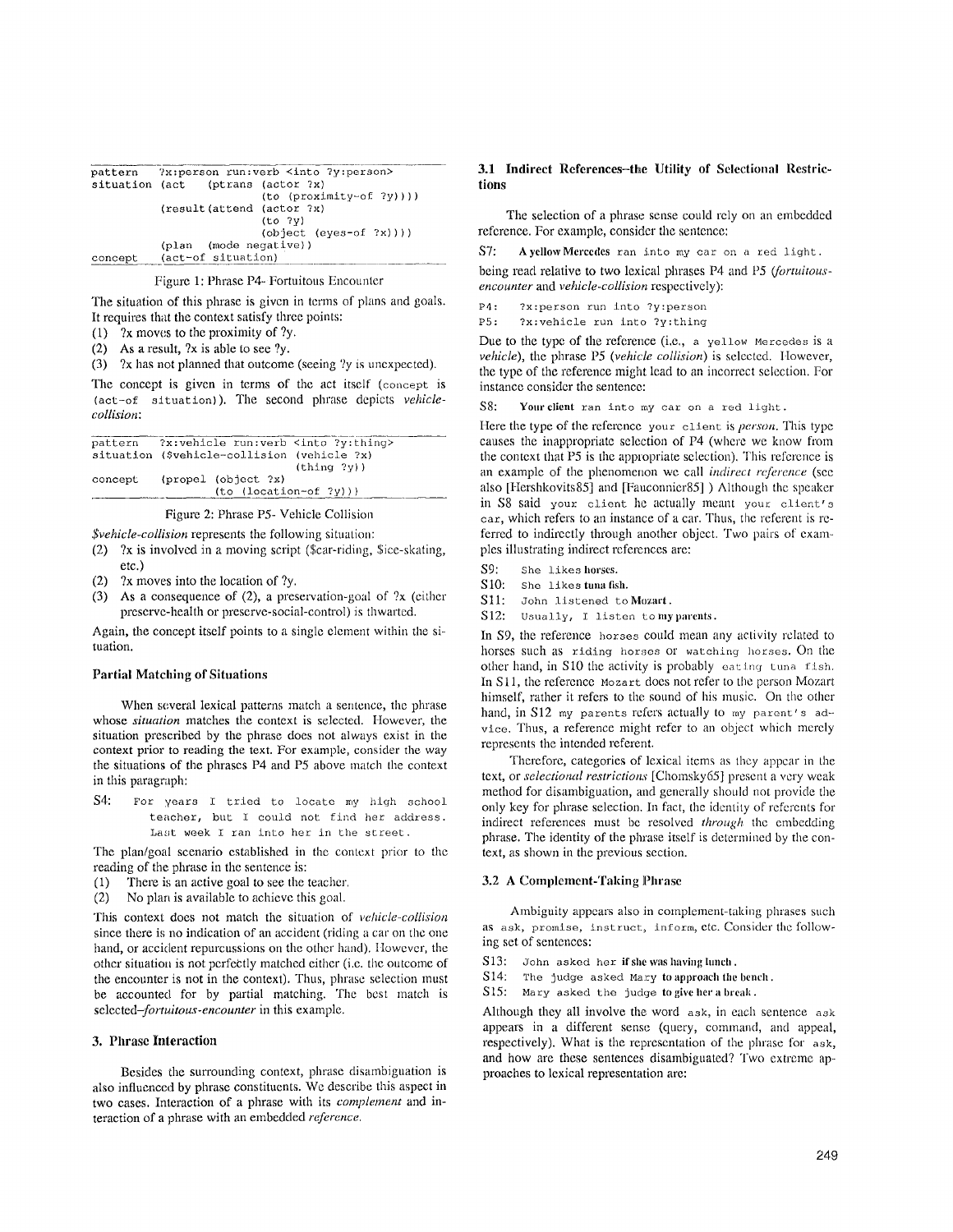```
pattern    ?x:person run:verb <into ?y:person>
situation  (act    (ptrans (actor ?x)
                           (to (proximity-of ?y))))
           (result (attend (actor ?x)
                           (to ?y)
                           (object (eyes-of ?x))))
           (plan   (mode negative))
concept    (act-of situation)
```

Figure 1: Phrase P4- Fortuitous Encounter

The situation of this phrase is given in terms of plans and goals. It requires that the context satisfy three points:

(1) ?x moves to the proximity of ?y.
(2) As a result, ?x is able to see ?y.
(3) ?x has not planned that outcome (seeing ?y is unexpected).

The concept is given in terms of the act itself (`concept is (act-of situation)`). The second phrase depicts *vehicle-collision*:

```
pattern    ?x:vehicle run:verb <into ?y:thing>
situation  ($vehicle-collision (vehicle ?x)
                               (thing ?y))
concept    (propel (object ?x)
                   (to (location-of ?y)))
```

Figure 2: Phrase P5- Vehicle Collision

*$vehicle-collision* represents the following situation:

(2) ?x is involved in a moving script ($car-riding, $ice-skating, etc.)
(2) ?x moves into the location of ?y.
(3) As a consequence of (2), a preservation-goal of ?x (either preserve-health or preserve-social-control) is thwarted.

Again, the concept itself points to a single element within the situation.

### Partial Matching of Situations

When several lexical patterns match a sentence, the phrase whose *situation* matches the context is selected. However, the situation prescribed by the phrase does not always exist in the context prior to reading the text. For example, consider the way the situations of the phrases P4 and P5 above match the context in this paragraph:

S4: `For years I tried to locate my high school teacher, but I could not find her address. Last week I ran into her in the street.`

The plan/goal scenario established in the context prior to the reading of the phrase in the sentence is:

(1) There is an active goal to see the teacher.
(2) No plan is available to achieve this goal.

This context does not match the situation of *vehicle-collision* since there is no indication of an accident (riding a car on the one hand, or accident repercussions on the other hand). However, the other situation is not perfectly matched either (i.e. the outcome of the encounter is not in the context). Thus, phrase selection must be accounted for by partial matching. The best match is selected–*fortuitous-encounter* in this example.

## 3. Phrase Interaction

Besides the surrounding context, phrase disambiguation is also influenced by phrase constituents. We describe this aspect in two cases. Interaction of a phrase with its *complement* and interaction of a phrase with an embedded *reference*.

### 3.1 Indirect References–the Utility of Selectional Restrictions

The selection of a phrase sense could rely on an embedded reference. For example, consider the sentence:

S7: **A yellow Mercedes** `ran into my car on a red light.`

being read relative to two lexical phrases P4 and P5 (*fortuitous-encounter* and *vehicle-collision* respectively):

```
P4:   ?x:person run into ?y:person
P5:   ?x:vehicle run into ?y:thing
```

Due to the type of the reference (i.e., `a yellow Mercedes` is a *vehicle*), the phrase P5 (*vehicle collision*) is selected. However, the type of the reference might lead to an incorrect selection. For instance consider the sentence:

S8: **Your client** `ran into my car on a red light.`

Here the type of the reference `your client` is *person*. This type causes the inappropriate selection of P4 (where we know from the context that P5 is the appropriate selection). This reference is an example of the phenomenon we call *indirect reference* (see also [Hershkovits85] and [Fauconnier85] ) Although the speaker in S8 said `your client` he actually meant `your client's car`, which refers to an instance of a car. Thus, the referent is referred to indirectly through another object. Two pairs of examples illustrating indirect references are:

S9: `She likes` **horses.**
S10: `She likes` **tuna fish.**
S11: `John listened to` **Mozart**.
S12: `Usually, I listen to` **my parents**.

In S9, the reference `horses` could mean any activity related to horses such as `riding horses` or `watching horses`. On the other hand, in S10 the activity is probably `eating tuna fish`. In S11, the reference `Mozart` does not refer to the person Mozart himself, rather it refers to the sound of his music. On the other hand, in S12 `my parents` refers actually to `my parent's advice`. Thus, a reference might refer to an object which merely represents the intended referent.

Therefore, categories of lexical items as they appear in the text, or *selectional restrictions* [Chomsky65] present a very weak method for disambiguation, and generally should not provide the only key for phrase selection. In fact, the identity of referents for indirect references must be resolved *through* the embedding phrase. The identity of the phrase itself is determined by the context, as shown in the previous section.

### 3.2 A Complement-Taking Phrase

Ambiguity appears also in complement-taking phrases such as `ask`, `promise`, `instruct`, `inform`, etc. Consider the following set of sentences:

S13: `John asked her` **if she was having lunch**.
S14: `The judge asked Mary` **to approach the bench**.
S15: `Mary asked the judge` **to give her a break**.

Although they all involve the word `ask`, in each sentence `ask` appears in a different sense (query, command, and appeal, respectively). What is the representation of the phrase for `ask`, and how are these sentences disambiguated? Two extreme approaches to lexical representation are: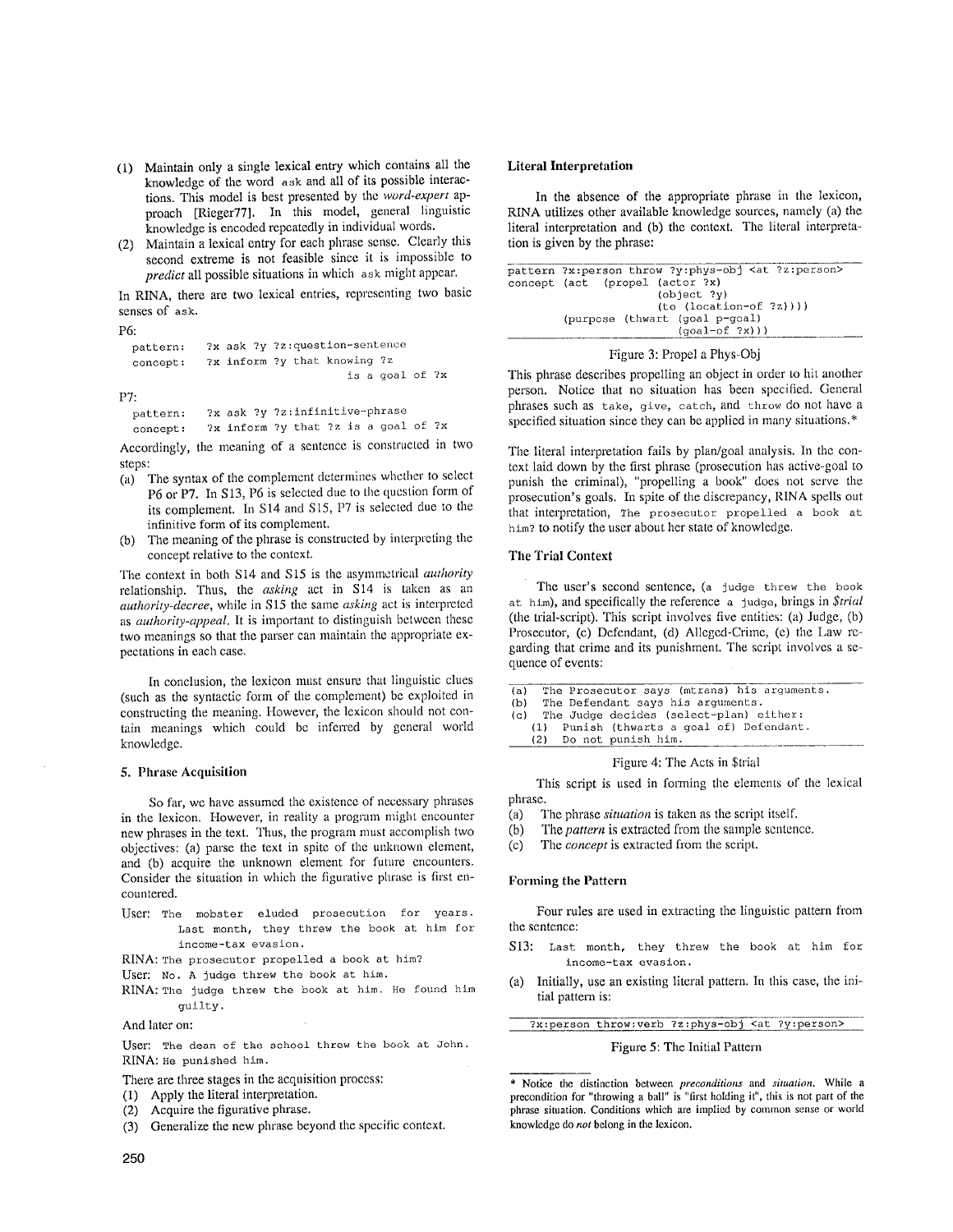(1) Maintain only a single lexical entry which contains all the knowledge of the word `ask` and all of its possible interactions. This model is best presented by the *word-expert* approach [Rieger77]. In this model, general linguistic knowledge is encoded repeatedly in individual words.
(2) Maintain a lexical entry for each phrase sense. Clearly this second extreme is not feasible since it is impossible to *predict* all possible situations in which `ask` might appear.

In RINA, there are two lexical entries, representing two basic senses of `ask`.

P6:

```
  pattern:   ?x ask ?y ?z:question-sentence
  concept:   ?x inform ?y that knowing ?z
                                is a goal of ?x
```

P7:

```
  pattern:   ?x ask ?y ?z:infinitive-phrase
  concept:   ?x inform ?y that ?z is a goal of ?x
```

Accordingly, the meaning of a sentence is constructed in two steps:

(a) The syntax of the complement determines whether to select P6 or P7. In S13, P6 is selected due to the question form of its complement. In S14 and S15, P7 is selected due to the infinitive form of its complement.
(b) The meaning of the phrase is constructed by interpreting the concept relative to the context.

The context in both S14 and S15 is the asymmetrical *authority* relationship. Thus, the *asking* act in S14 is taken as an *authority-decree*, while in S15 the same *asking* act is interpreted as *authority-appeal*. It is important to distinguish between these two meanings so that the parser can maintain the appropriate expectations in each case.

In conclusion, the lexicon must ensure that linguistic clues (such as the syntactic form of the complement) be exploited in constructing the meaning. However, the lexicon should not contain meanings which could be inferred by general world knowledge.

## 5. Phrase Acquisition

So far, we have assumed the existence of necessary phrases in the lexicon. However, in reality a program might encounter new phrases in the text. Thus, the program must accomplish two objectives: (a) parse the text in spite of the unknown element, and (b) acquire the unknown element for future encounters. Consider the situation in which the figurative phrase is first encountered.

User: `The mobster eluded prosecution for years. Last month, they threw the book at him for income-tax evasion.`
RINA: `The prosecutor propelled a book at him?`
User: `No. A judge threw the book at him.`
RINA: `The judge threw the book at him. He found him guilty.`

And later on:

User: `The dean of the school threw the book at John.`
RINA: `He punished him.`

There are three stages in the acquisition process:

(1) Apply the literal interpretation.
(2) Acquire the figurative phrase.
(3) Generalize the new phrase beyond the specific context.

### Literal Interpretation

In the absence of the appropriate phrase in the lexicon, RINA utilizes other available knowledge sources, namely (a) the literal interpretation and (b) the context. The literal interpretation is given by the phrase:

```
pattern ?x:person throw ?y:phys-obj <at ?z:person>
concept (act   (propel (actor ?x)
                       (object ?y)
                       (to (location-of ?z))))
        (purpose (thwart (goal p-goal)
                         (goal-of ?x)))
```

Figure 3: Propel a Phys-Obj

This phrase describes propelling an object in order to hit another person. Notice that no situation has been specified. General phrases such as `take`, `give`, `catch`, and `throw` do not have a specified situation since they can be applied in many situations.*

The literal interpretation fails by plan/goal analysis. In the context laid down by the first phrase (prosecution has active-goal to punish the criminal), "propelling a book" does not serve the prosecution's goals. In spite of the discrepancy, RINA spells out that interpretation, `The prosecutor propelled a book at him?` to notify the user about her state of knowledge.

### The Trial Context

The user's second sentence, (`a judge threw the book at him`), and specifically the reference `a judge`, brings in *$trial* (the trial-script). This script involves five entities: (a) Judge, (b) Prosecutor, (c) Defendant, (d) Alleged-Crime, (e) the Law regarding that crime and its punishment. The script involves a sequence of events:

```
(a)  The Prosecutor says (mtrans) his arguments.
(b)  The Defendant says his arguments.
(c)  The Judge decides (select-plan) either:
   (1)  Punish (thwarts a goal of) Defendant.
   (2)  Do not punish him.
```

Figure 4: The Acts in $trial

This script is used in forming the elements of the lexical phrase.

(a) The phrase *situation* is taken as the script itself.
(b) The *pattern* is extracted from the sample sentence.
(c) The *concept* is extracted from the script.

### Forming the Pattern

Four rules are used in extracting the linguistic pattern from the sentence:

S13: `Last month, they threw the book at him for income-tax evasion.`

(a) Initially, use an existing literal pattern. In this case, the initial pattern is:

```
?x:person throw:verb ?z:phys-obj <at ?y:person>
```

Figure 5: The Initial Pattern

---

\* Notice the distinction between *preconditions* and *situation*. While a precondition for "throwing a ball" is "first holding it", this is not part of the phrase situation. Conditions which are implied by common sense or world knowledge do *not* belong in the lexicon.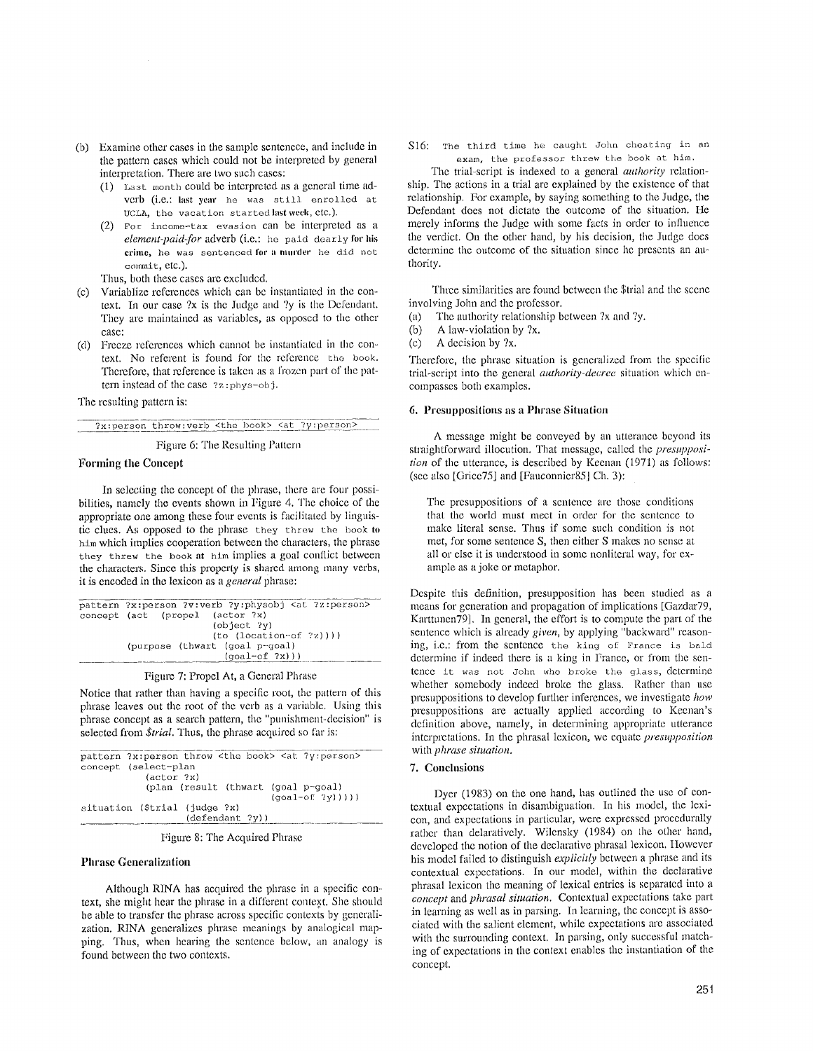(b) Examine other cases in the sample sentenece, and include in the pattern cases which could not be interpreted by general interpretation. There are two such cases:
   (1) `Last month` could be interpreted as a general time adverb (i.e.: `last year he was still enrolled at UCLA`, `the vacation started last week`, etc.).
   (2) `For income-tax evasion` can be interpreted as a *element-paid-for* adverb (i.e.: `he paid dearly for his crime`, `he was sentenced for a murder he did not commit`, etc.).

   Thus, both these cases are excluded.

(c) Variablize references which can be instantiated in the context. In our case ?x is the Judge and ?y is the Defendant. They are maintained as variables, as opposed to the other case:

(d) Freeze references which cannot be instantiated in the context. No referent is found for the reference `the book`. Therefore, that reference is taken as a frozen part of the pattern instead of the case `?z:phys-obj`.

The resulting pattern is:

```
?x:person throw:verb <the book> <at ?y:person>
```

Figure 6: The Resulting Pattern

### Forming the Concept

In selecting the concept of the phrase, there are four possibilities, namely the events shown in Figure 4. The choice of the appropriate one among these four events is facilitated by linguistic clues. As opposed to the phrase `they threw the book to him` which implies cooperation between the characters, the phrase `they threw the book at him` implies a goal conflict between the characters. Since this property is shared among many verbs, it is encoded in the lexicon as a *general* phrase:

```
pattern ?x:person ?v:verb ?y:physobj <at ?z:person>
concept (act  (propel  (actor ?x)
                       (object ?y)
                       (to (location-of ?z))))
        (purpose (thwart (goal p-goal)
                         (goal-of ?x)))
```

Figure 7: Propel At, a General Phrase

Notice that rather than having a specific root, the pattern of this phrase leaves out the root of the verb as a variable. Using this phrase concept as a search pattern, the "punishment-decision" is selected from *$trial*. Thus, the phrase acquired so far is:

```
pattern ?x:person throw <the book> <at ?y:person>
concept (select-plan
          (actor ?x)
          (plan (result (thwart (goal p-goal)
                                (goal-of ?y)))))
situation ($trial (judge ?x)
                  (defendant ?y))
```

Figure 8: The Acquired Phrase

### Phrase Generalization

Although RINA has acquired the phrase in a specific context, she might hear the phrase in a different context. She should be able to transfer the phrase across specific contexts by generalization. RINA generalizes phrase meanings by analogical mapping. Thus, when hearing the sentence below, an analogy is found between the two contexts.

S16: `The third time he caught John cheating in an exam, the professor threw the book at him.`

The trial-script is indexed to a general *authority* relationship. The actions in a trial are explained by the existence of that relationship. For example, by saying something to the Judge, the Defendant does not dictate the outcome of the situation. He merely informs the Judge with some facts in order to influence the verdict. On the other hand, by his decision, the Judge does determine the outcome of the situation since he presents an authority.

Three similarities are found between the $trial and the scene involving John and the professor.

(a) The authority relationship between ?x and ?y.
(b) A law-violation by ?x.
(c) A decision by ?x.

Therefore, the phrase situation is generalized from the specific trial-script into the general *authority-decree* situation which encompasses both examples.

## 6. Presuppositions as a Phrase Situation

A message might be conveyed by an utterance beyond its straightforward illocution. That message, called the *presupposition* of the utterance, is described by Keenan (1971) as follows: (see also [Grice75] and [Fauconnier85] Ch. 3):

> The presuppositions of a sentence are those conditions that the world must meet in order for the sentence to make literal sense. Thus if some such condition is not met, for some sentence S, then either S makes no sense at all or else it is understood in some nonliteral way, for example as a joke or metaphor.

Despite this definition, presupposition has been studied as a means for generation and propagation of implications [Gazdar79, Karttunen79]. In general, the effort is to compute the part of the sentence which is already *given*, by applying "backward" reasoning, i.e.: from the sentence `the king of France is bald` determine if indeed there is a king in France, or from the sentence `it was not John who broke the glass`, determine whether somebody indeed broke the glass. Rather than use presuppositions to develop further inferences, we investigate *how* presuppositions are actually applied according to Keenan's definition above, namely, in determining appropriate utterance interpretations. In the phrasal lexicon, we equate *presupposition* with *phrase situation*.

## 7. Conclusions

Dyer (1983) on the one hand, has outlined the use of contextual expectations in disambiguation. In his model, the lexicon, and expectations in particular, were expressed procedurally rather than delaratively. Wilensky (1984) on the other hand, developed the notion of the declarative phrasal lexicon. However his model failed to distinguish *explicitly* between a phrase and its contextual expectations. In our model, within the declarative phrasal lexicon the meaning of lexical entries is separated into a *concept* and *phrasal situation*. Contextual expectations take part in learning as well as in parsing. In learning, the concept is associated with the salient element, while expectations are associated with the surrounding context. In parsing, only successful matching of expectations in the context enables the instantiation of the concept.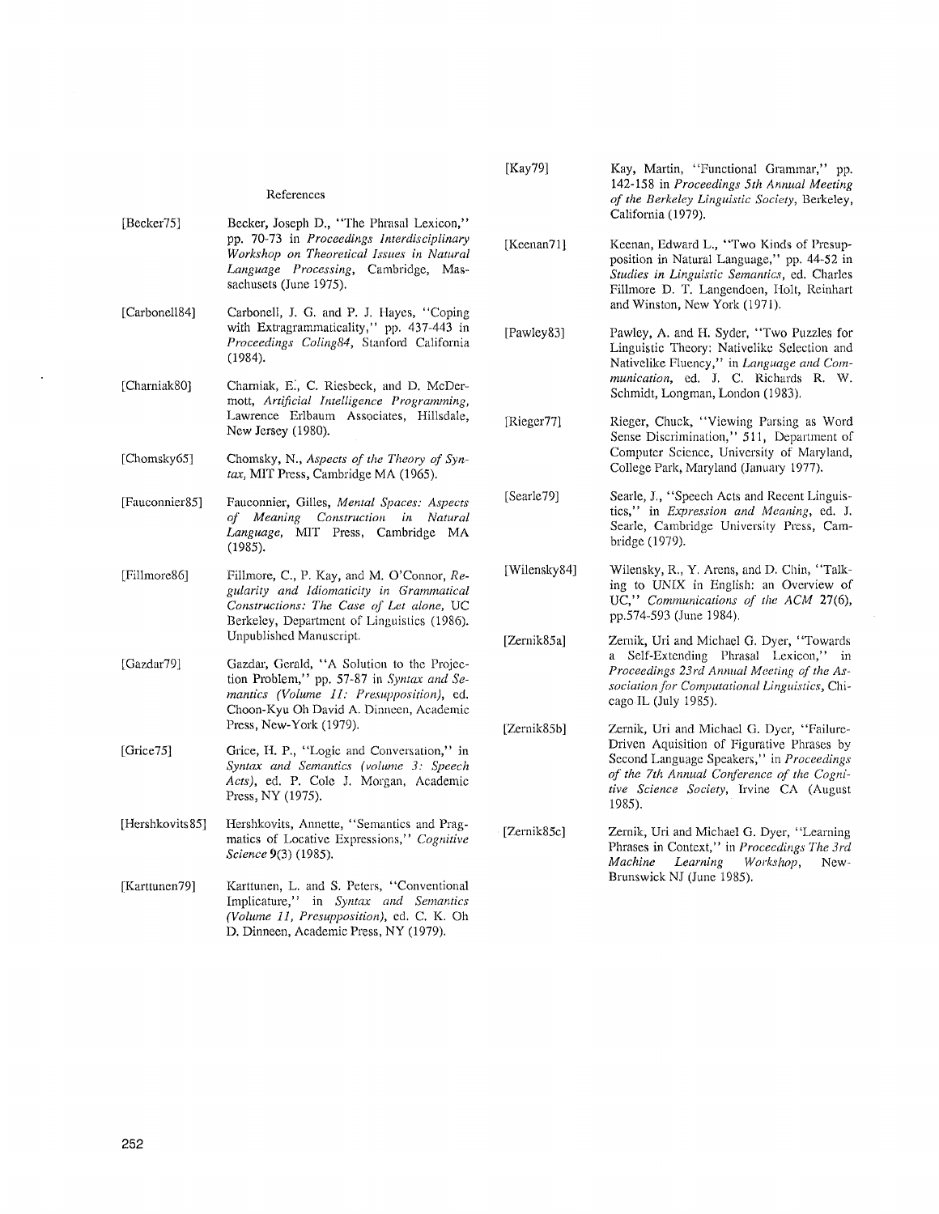## References

[Becker75] Becker, Joseph D., "The Phrasal Lexicon," pp. 70-73 in *Proceedings Interdisciplinary Workshop on Theoretical Issues in Natural Language Processing*, Cambridge, Massachusetts (June 1975).

[Carbonell84] Carbonell, J. G. and P. J. Hayes, "Coping with Extragrammaticality," pp. 437-443 in *Proceedings Coling84*, Stanford California (1984).

[Charniak80] Charniak, E., C. Riesbeck, and D. McDermott, *Artificial Intelligence Programming*, Lawrence Erlbaum Associates, Hillsdale, New Jersey (1980).

[Chomsky65] Chomsky, N., *Aspects of the Theory of Syntax*, MIT Press, Cambridge MA (1965).

[Fauconnier85] Fauconnier, Gilles, *Mental Spaces: Aspects of Meaning Construction in Natural Language*, MIT Press, Cambridge MA (1985).

[Fillmore86] Fillmore, C., P. Kay, and M. O'Connor, *Regularity and Idiomaticity in Grammatical Constructions: The Case of Let alone*, UC Berkeley, Department of Linguistics (1986). Unpublished Manuscript.

[Gazdar79] Gazdar, Gerald, "A Solution to the Projection Problem," pp. 57-87 in *Syntax and Semantics (Volume 11: Presupposition)*, ed. Choon-Kyu Oh David A. Dinneen, Academic Press, New-York (1979).

[Grice75] Grice, H. P., "Logic and Conversation," in *Syntax and Semantics (volume 3: Speech Acts)*, ed. P. Cole J. Morgan, Academic Press, NY (1975).

[Hershkovits85] Hershkovits, Annette, "Semantics and Pragmatics of Locative Expressions," *Cognitive Science* 9(3) (1985).

[Karttunen79] Karttunen, L. and S. Peters, "Conventional Implicature," in *Syntax and Semantics (Volume 11, Presupposition)*, ed. C. K. Oh D. Dinneen, Academic Press, NY (1979).

[Kay79] Kay, Martin, "Functional Grammar," pp. 142-158 in *Proceedings 5th Annual Meeting of the Berkeley Linguistic Society*, Berkeley, California (1979).

[Keenan71] Keenan, Edward L., "Two Kinds of Presupposition in Natural Language," pp. 44-52 in *Studies in Linguistic Semantics*, ed. Charles Fillmore D. T. Langendoen, Holt, Reinhart and Winston, New York (1971).

[Pawley83] Pawley, A. and H. Syder, "Two Puzzles for Linguistic Theory: Nativelike Selection and Nativelike Fluency," in *Language and Communication*, ed. J. C. Richards R. W. Schmidt, Longman, London (1983).

[Rieger77] Rieger, Chuck, "Viewing Parsing as Word Sense Discrimination," 511, Department of Computer Science, University of Maryland, College Park, Maryland (January 1977).

[Searle79] Searle, J., "Speech Acts and Recent Linguistics," in *Expression and Meaning*, ed. J. Searle, Cambridge University Press, Cambridge (1979).

[Wilensky84] Wilensky, R., Y. Arens, and D. Chin, "Talking to UNIX in English: an Overview of UC," *Communications of the ACM* 27(6), pp.574-593 (June 1984).

[Zernik85a] Zernik, Uri and Michael G. Dyer, "Towards a Self-Extending Phrasal Lexicon," in *Proceedings 23rd Annual Meeting of the Association for Computational Linguistics*, Chicago IL (July 1985).

[Zernik85b] Zernik, Uri and Michael G. Dyer, "Failure-Driven Aquisition of Figurative Phrases by Second Language Speakers," in *Proceedings of the 7th Annual Conference of the Cognitive Science Society*, Irvine CA (August 1985).

[Zernik85c] Zernik, Uri and Michael G. Dyer, "Learning Phrases in Context," in *Proceedings The 3rd Machine Learning Workshop*, New-Brunswick NJ (June 1985).